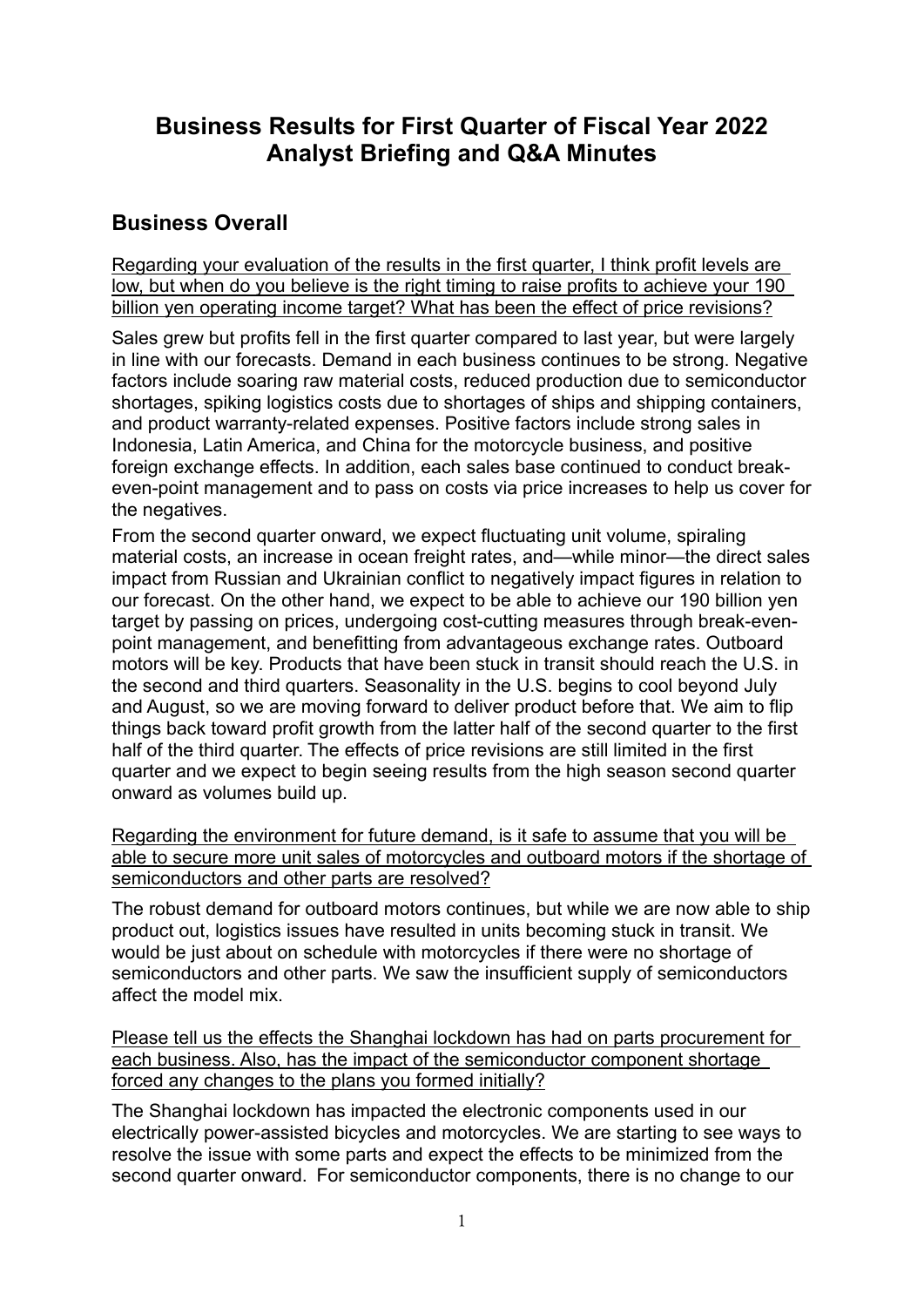# Business Results for First Quarter of Fiscal Year 2022 Analyst Briefing and Q&A Minutes

## Business Overall

<u>Regarding your evaluation of the results in the first quarter, I think profit levels are low, but when do you believe is the right timing to raise profits to achieve your 190 billion yen operating income target? What has been the effect of price revisions?</u>

Sales grew but profits fell in the first quarter compared to last year, but were largely in line with our forecasts. Demand in each business continues to be strong. Negative factors include soaring raw material costs, reduced production due to semiconductor shortages, spiking logistics costs due to shortages of ships and shipping containers, and product warranty-related expenses. Positive factors include strong sales in Indonesia, Latin America, and China for the motorcycle business, and positive foreign exchange effects. In addition, each sales base continued to conduct break-even-point management and to pass on costs via price increases to help us cover for the negatives.

From the second quarter onward, we expect fluctuating unit volume, spiraling material costs, an increase in ocean freight rates, and—while minor—the direct sales impact from Russian and Ukrainian conflict to negatively impact figures in relation to our forecast. On the other hand, we expect to be able to achieve our 190 billion yen target by passing on prices, undergoing cost-cutting measures through break-even-point management, and benefitting from advantageous exchange rates. Outboard motors will be key. Products that have been stuck in transit should reach the U.S. in the second and third quarters. Seasonality in the U.S. begins to cool beyond July and August, so we are moving forward to deliver product before that. We aim to flip things back toward profit growth from the latter half of the second quarter to the first half of the third quarter. The effects of price revisions are still limited in the first quarter and we expect to begin seeing results from the high season second quarter onward as volumes build up.

<u>Regarding the environment for future demand, is it safe to assume that you will be able to secure more unit sales of motorcycles and outboard motors if the shortage of semiconductors and other parts are resolved?</u>

The robust demand for outboard motors continues, but while we are now able to ship product out, logistics issues have resulted in units becoming stuck in transit. We would be just about on schedule with motorcycles if there were no shortage of semiconductors and other parts. We saw the insufficient supply of semiconductors affect the model mix.

<u>Please tell us the effects the Shanghai lockdown has had on parts procurement for each business. Also, has the impact of the semiconductor component shortage forced any changes to the plans you formed initially?</u>

The Shanghai lockdown has impacted the electronic components used in our electrically power-assisted bicycles and motorcycles. We are starting to see ways to resolve the issue with some parts and expect the effects to be minimized from the second quarter onward. For semiconductor components, there is no change to our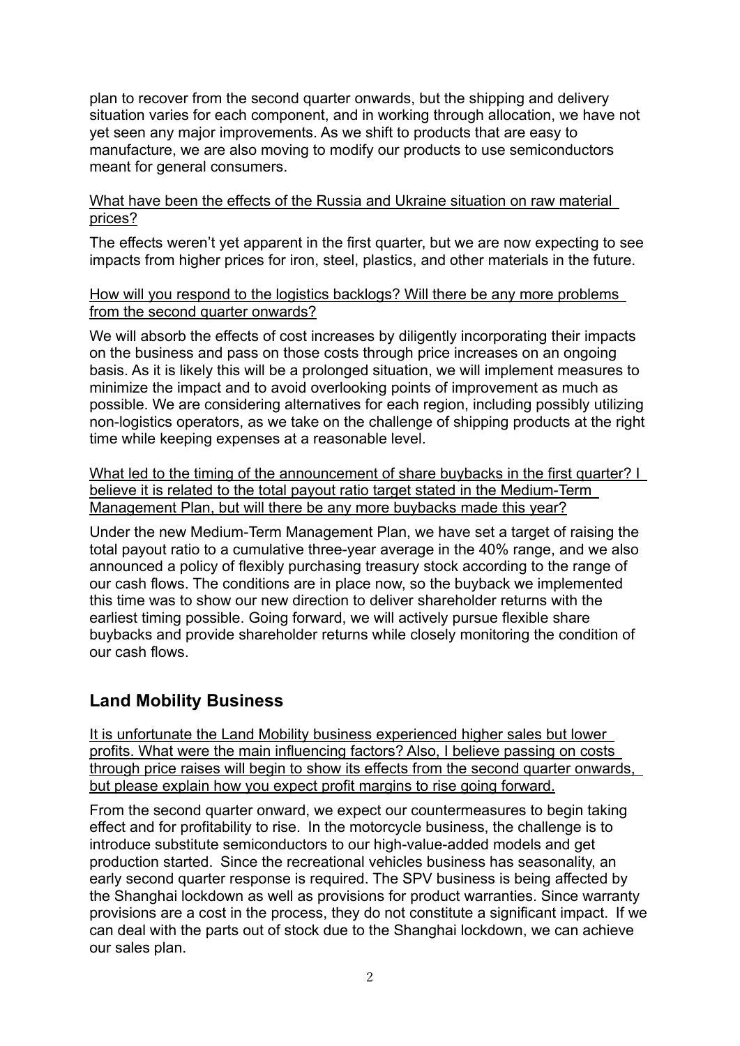plan to recover from the second quarter onwards, but the shipping and delivery situation varies for each component, and in working through allocation, we have not yet seen any major improvements. As we shift to products that are easy to manufacture, we are also moving to modify our products to use semiconductors meant for general consumers.

<u>What have been the effects of the Russia and Ukraine situation on raw material prices?</u>

The effects weren't yet apparent in the first quarter, but we are now expecting to see impacts from higher prices for iron, steel, plastics, and other materials in the future.

<u>How will you respond to the logistics backlogs? Will there be any more problems from the second quarter onwards?</u>

We will absorb the effects of cost increases by diligently incorporating their impacts on the business and pass on those costs through price increases on an ongoing basis. As it is likely this will be a prolonged situation, we will implement measures to minimize the impact and to avoid overlooking points of improvement as much as possible. We are considering alternatives for each region, including possibly utilizing non-logistics operators, as we take on the challenge of shipping products at the right time while keeping expenses at a reasonable level.

<u>What led to the timing of the announcement of share buybacks in the first quarter? I believe it is related to the total payout ratio target stated in the Medium-Term Management Plan, but will there be any more buybacks made this year?</u>

Under the new Medium-Term Management Plan, we have set a target of raising the total payout ratio to a cumulative three-year average in the 40% range, and we also announced a policy of flexibly purchasing treasury stock according to the range of our cash flows. The conditions are in place now, so the buyback we implemented this time was to show our new direction to deliver shareholder returns with the earliest timing possible. Going forward, we will actively pursue flexible share buybacks and provide shareholder returns while closely monitoring the condition of our cash flows.

## Land Mobility Business

<u>It is unfortunate the Land Mobility business experienced higher sales but lower profits. What were the main influencing factors? Also, I believe passing on costs through price raises will begin to show its effects from the second quarter onwards, but please explain how you expect profit margins to rise going forward.</u>

From the second quarter onward, we expect our countermeasures to begin taking effect and for profitability to rise. In the motorcycle business, the challenge is to introduce substitute semiconductors to our high-value-added models and get production started. Since the recreational vehicles business has seasonality, an early second quarter response is required. The SPV business is being affected by the Shanghai lockdown as well as provisions for product warranties. Since warranty provisions are a cost in the process, they do not constitute a significant impact. If we can deal with the parts out of stock due to the Shanghai lockdown, we can achieve our sales plan.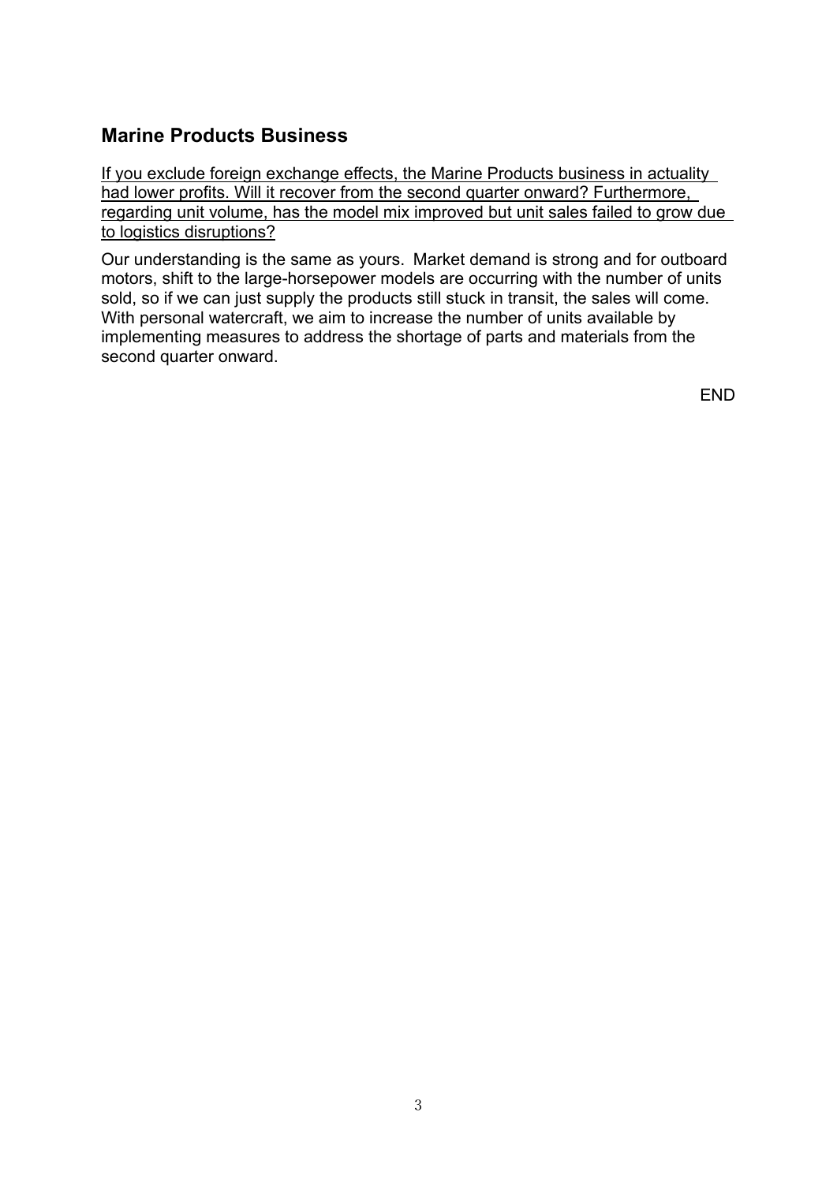## Marine Products Business

<u>If you exclude foreign exchange effects, the Marine Products business in actuality had lower profits. Will it recover from the second quarter onward? Furthermore, regarding unit volume, has the model mix improved but unit sales failed to grow due to logistics disruptions?</u>

Our understanding is the same as yours. Market demand is strong and for outboard motors, shift to the large-horsepower models are occurring with the number of units sold, so if we can just supply the products still stuck in transit, the sales will come. With personal watercraft, we aim to increase the number of units available by implementing measures to address the shortage of parts and materials from the second quarter onward.

END